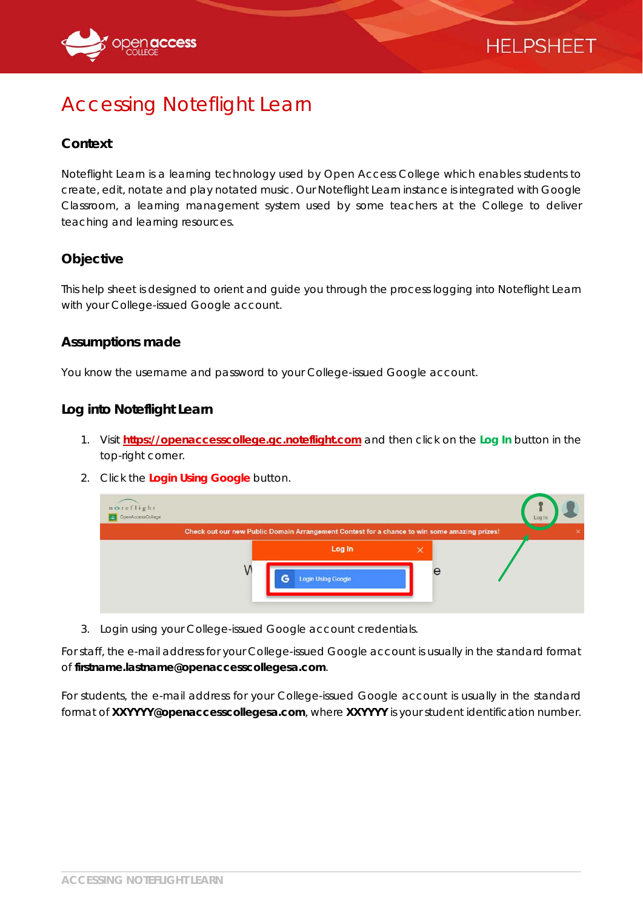# Accessing Noteflight Learn

## Context

Noteflight Learn is a learning technology used by Open Access College which enables students to create, edit, notate and play notated music. Our Noteflight Learn instance is integrated with Google Classroom, a learning management system used by some teachers at the College to deliver teaching and learning resources.

## Objective

This help sheet is designed to orient and guide you through the process logging into Noteflight Learn with your College-issued Google account.

## Assumptions made

You know the username and password to your College-issued Google account.

## Log into Noteflight Learn

1. Visit **https://openaccesscollege.gc.noteflight.com** and then click on the **Log In** button in the top-right corner.
2. Click the **Login Using Google** button.
3. Login using your College-issued Google account credentials.

For staff, the e-mail address for your College-issued Google account is usually in the standard format of **firstname.lastname@openaccesscollegesa.com**.

For students, the e-mail address for your College-issued Google account is usually in the standard format of **XXYYYY@openaccesscollegesa.com**, where **XXYYYY** is your student identification number.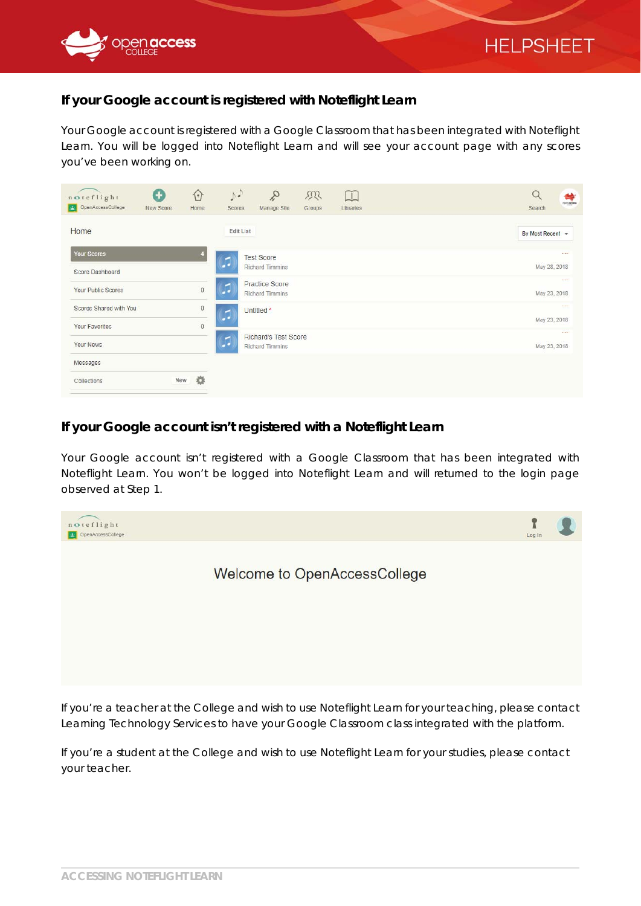## If your Google account is registered with Noteflight Learn

Your Google account is registered with a Google Classroom that has been integrated with Noteflight Learn. You will be logged into Noteflight Learn and will see your account page with any scores you've been working on.

## If your Google account isn't registered with a Noteflight Learn

Your Google account isn't registered with a Google Classroom that has been integrated with Noteflight Learn. You won't be logged into Noteflight Learn and will returned to the login page observed at Step 1.

If you're a teacher at the College and wish to use Noteflight Learn for your teaching, please contact Learning Technology Services to have your Google Classroom class integrated with the platform.

If you're a student at the College and wish to use Noteflight Learn for your studies, please contact your teacher.